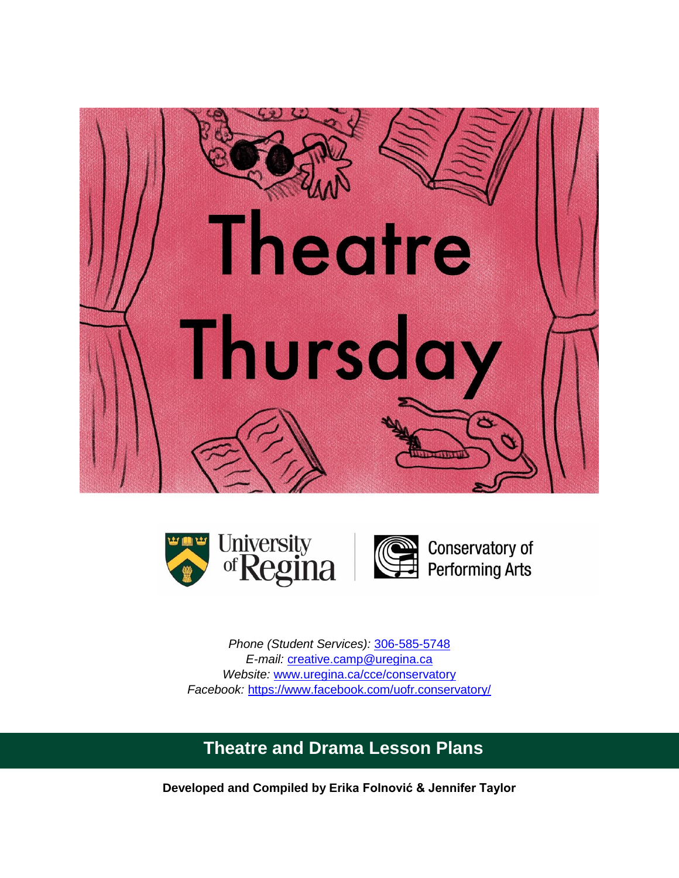# Theatre Thursday

University of Regina | Conservatory of Performing Arts

*Phone (Student Services):* 306-585-5748
*E-mail:* creative.camp@uregina.ca
*Website:* www.uregina.ca/cce/conservatory
*Facebook:* https://www.facebook.com/uofr.conservatory/

## Theatre and Drama Lesson Plans

**Developed and Compiled by Erika Folnović & Jennifer Taylor**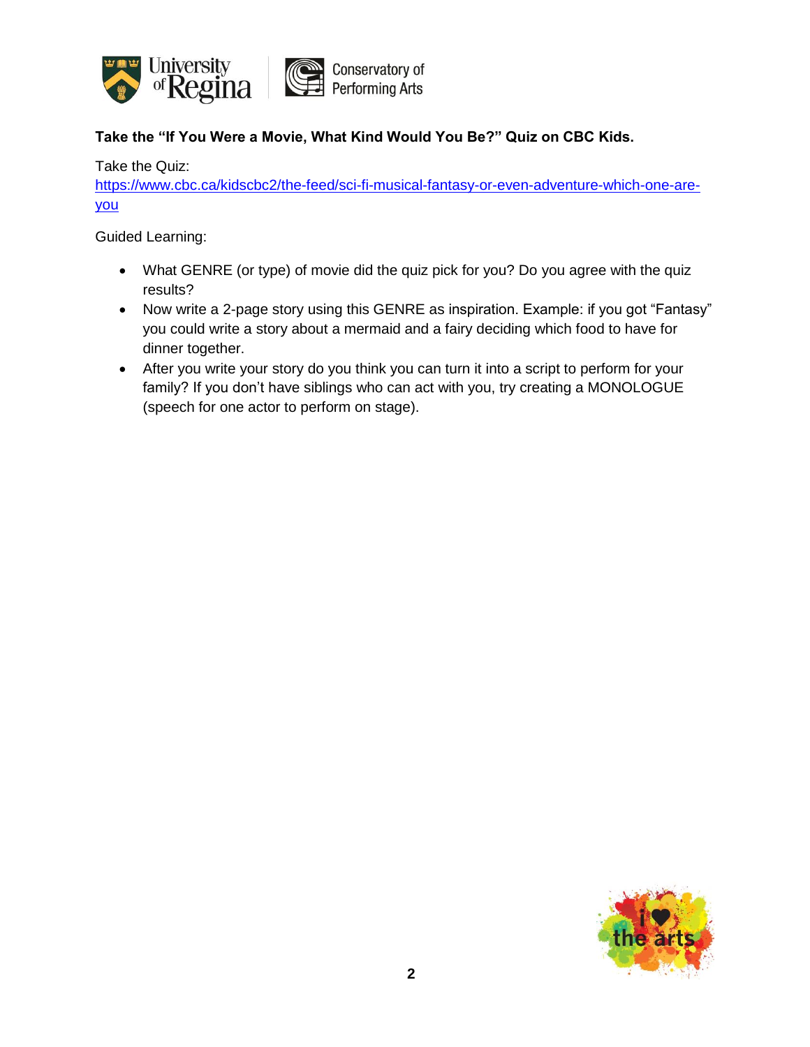**Take the "If You Were a Movie, What Kind Would You Be?" Quiz on CBC Kids.**

Take the Quiz:
[https://www.cbc.ca/kidscbc2/the-feed/sci-fi-musical-fantasy-or-even-adventure-which-one-are-you](https://www.cbc.ca/kidscbc2/the-feed/sci-fi-musical-fantasy-or-even-adventure-which-one-are-you)

Guided Learning:

- What GENRE (or type) of movie did the quiz pick for you? Do you agree with the quiz results?
- Now write a 2-page story using this GENRE as inspiration. Example: if you got "Fantasy" you could write a story about a mermaid and a fairy deciding which food to have for dinner together.
- After you write your story do you think you can turn it into a script to perform for your family? If you don't have siblings who can act with you, try creating a MONOLOGUE (speech for one actor to perform on stage).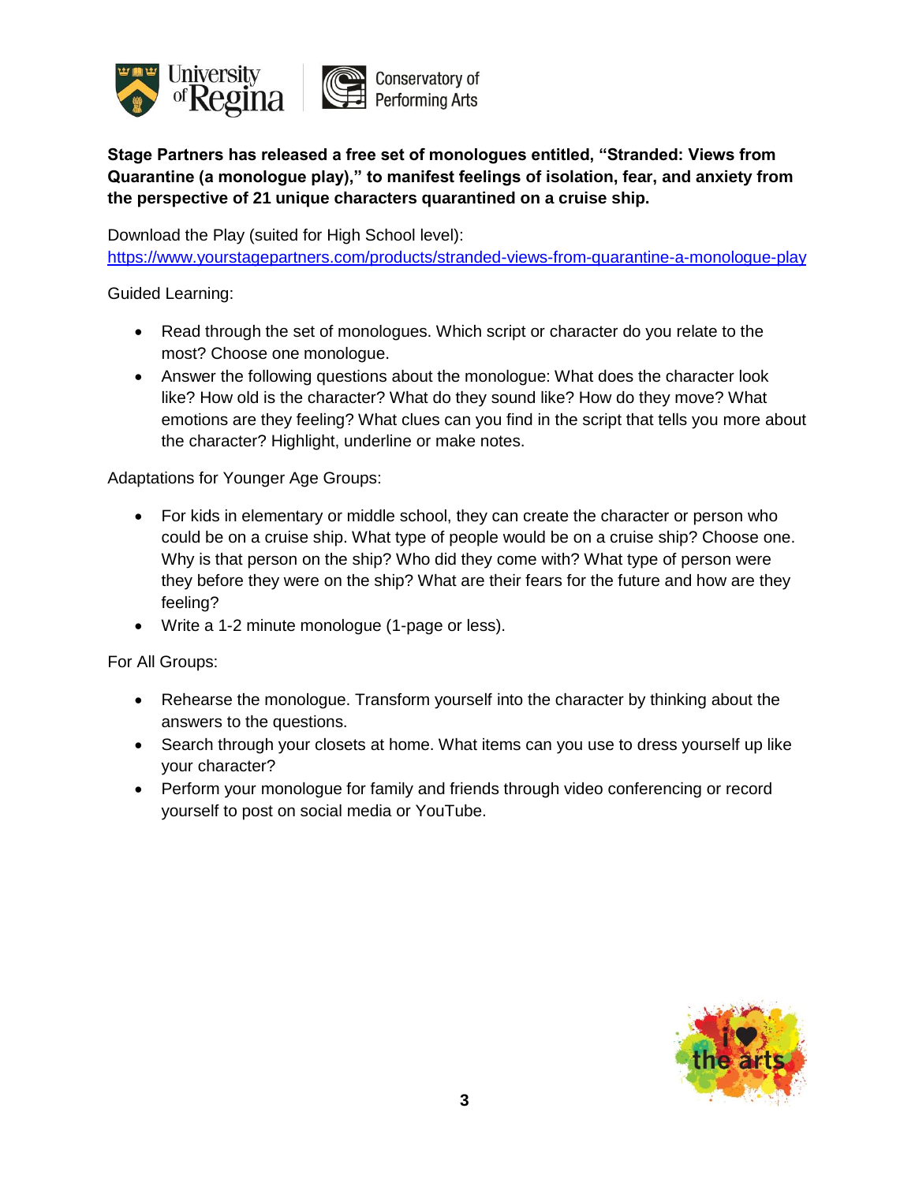**Stage Partners has released a free set of monologues entitled, "Stranded: Views from Quarantine (a monologue play)," to manifest feelings of isolation, fear, and anxiety from the perspective of 21 unique characters quarantined on a cruise ship.**

Download the Play (suited for High School level):
https://www.yourstagepartners.com/products/stranded-views-from-quarantine-a-monologue-play

Guided Learning:

- Read through the set of monologues. Which script or character do you relate to the most? Choose one monologue.
- Answer the following questions about the monologue: What does the character look like? How old is the character? What do they sound like? How do they move? What emotions are they feeling? What clues can you find in the script that tells you more about the character? Highlight, underline or make notes.

Adaptations for Younger Age Groups:

- For kids in elementary or middle school, they can create the character or person who could be on a cruise ship. What type of people would be on a cruise ship? Choose one. Why is that person on the ship? Who did they come with? What type of person were they before they were on the ship? What are their fears for the future and how are they feeling?
- Write a 1-2 minute monologue (1-page or less).

For All Groups:

- Rehearse the monologue. Transform yourself into the character by thinking about the answers to the questions.
- Search through your closets at home. What items can you use to dress yourself up like your character?
- Perform your monologue for family and friends through video conferencing or record yourself to post on social media or YouTube.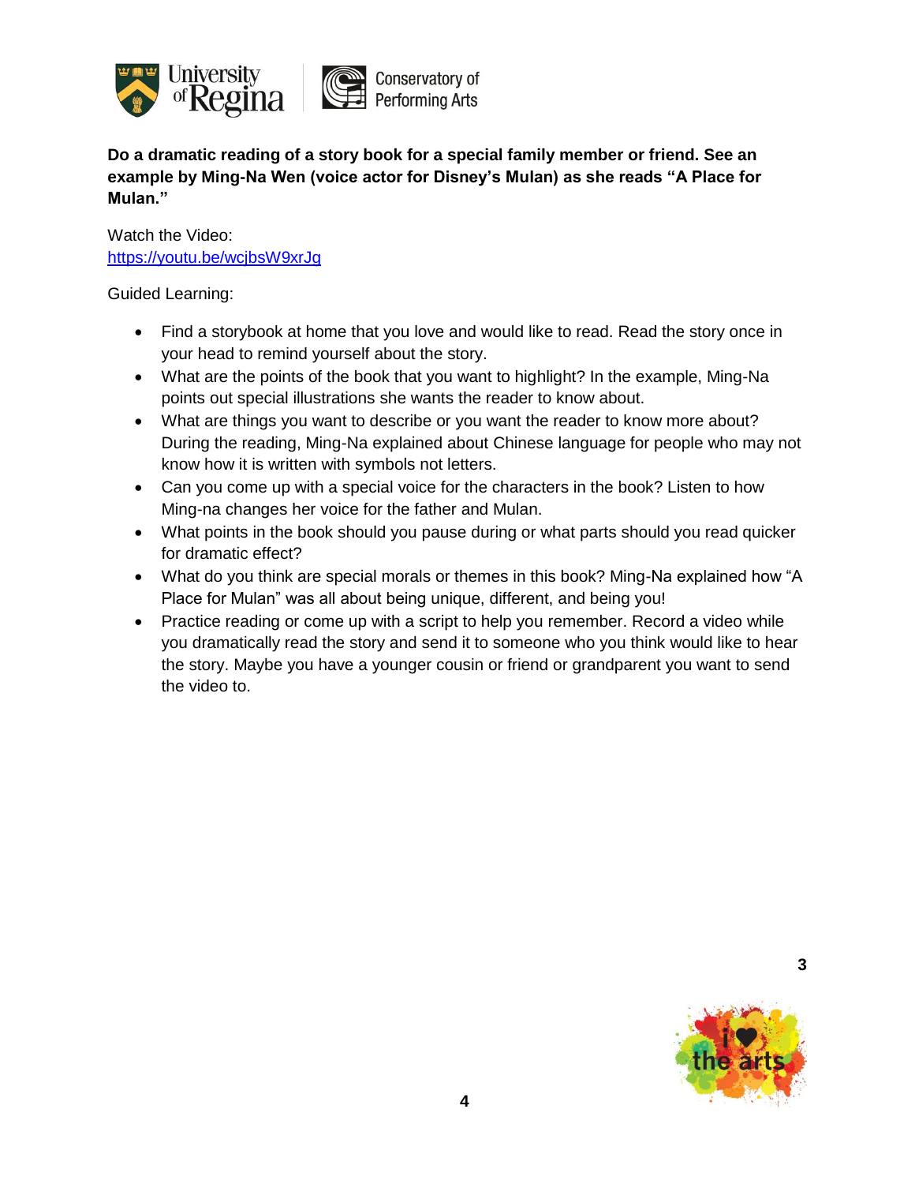**Do a dramatic reading of a story book for a special family member or friend. See an example by Ming-Na Wen (voice actor for Disney's Mulan) as she reads "A Place for Mulan."**

Watch the Video:
https://youtu.be/wcjbsW9xrJg

Guided Learning:

- Find a storybook at home that you love and would like to read. Read the story once in your head to remind yourself about the story.
- What are the points of the book that you want to highlight? In the example, Ming-Na points out special illustrations she wants the reader to know about.
- What are things you want to describe or you want the reader to know more about? During the reading, Ming-Na explained about Chinese language for people who may not know how it is written with symbols not letters.
- Can you come up with a special voice for the characters in the book? Listen to how Ming-na changes her voice for the father and Mulan.
- What points in the book should you pause during or what parts should you read quicker for dramatic effect?
- What do you think are special morals or themes in this book? Ming-Na explained how "A Place for Mulan" was all about being unique, different, and being you!
- Practice reading or come up with a script to help you remember. Record a video while you dramatically read the story and send it to someone who you think would like to hear the story. Maybe you have a younger cousin or friend or grandparent you want to send the video to.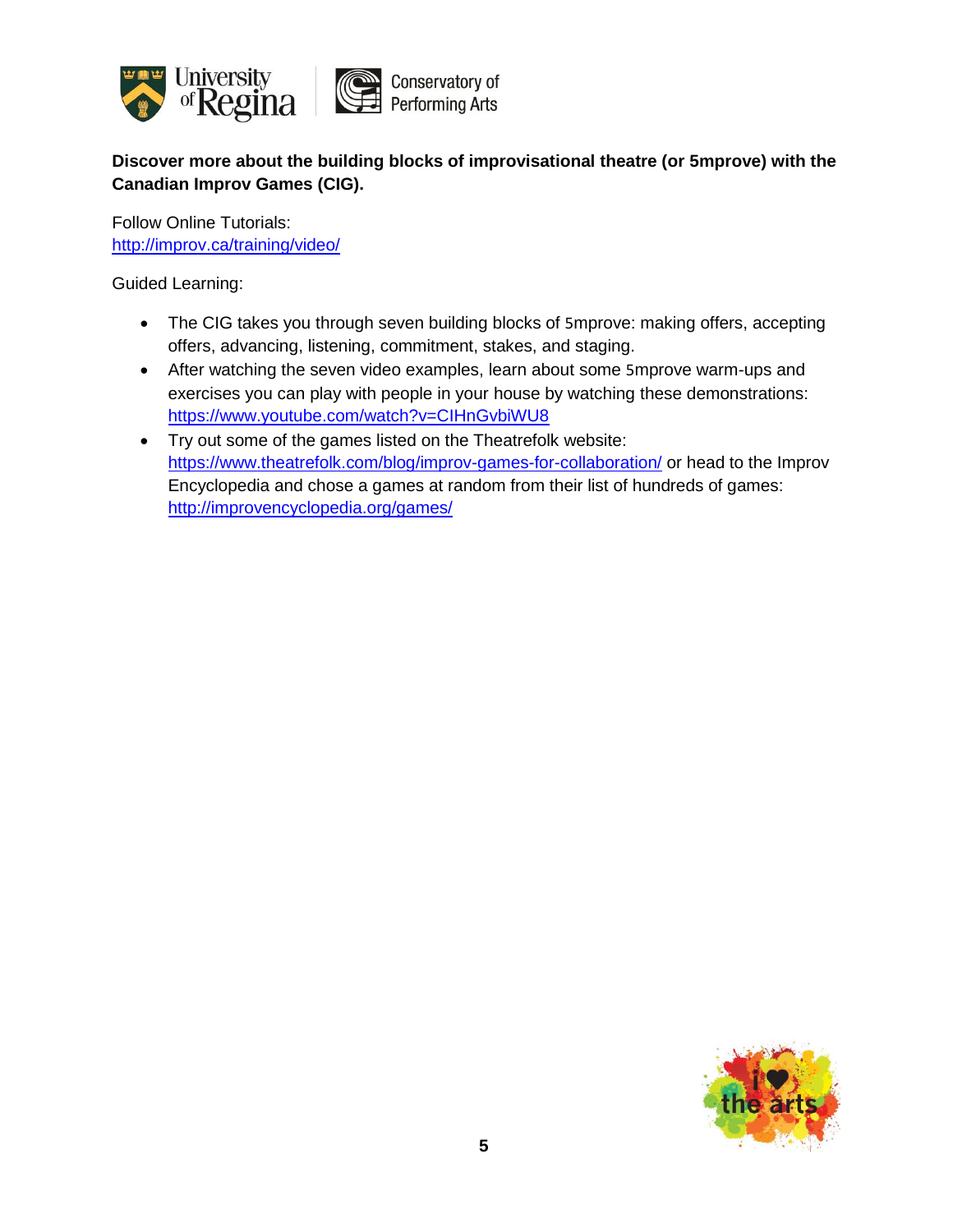**Discover more about the building blocks of improvisational theatre (or 5mprove) with the Canadian Improv Games (CIG).**

Follow Online Tutorials:
http://improv.ca/training/video/

Guided Learning:

- The CIG takes you through seven building blocks of 5mprove: making offers, accepting offers, advancing, listening, commitment, stakes, and staging.
- After watching the seven video examples, learn about some 5mprove warm-ups and exercises you can play with people in your house by watching these demonstrations: https://www.youtube.com/watch?v=CIHnGvbiWU8
- Try out some of the games listed on the Theatrefolk website: https://www.theatrefolk.com/blog/improv-games-for-collaboration/ or head to the Improv Encyclopedia and chose a games at random from their list of hundreds of games: http://improvencyclopedia.org/games/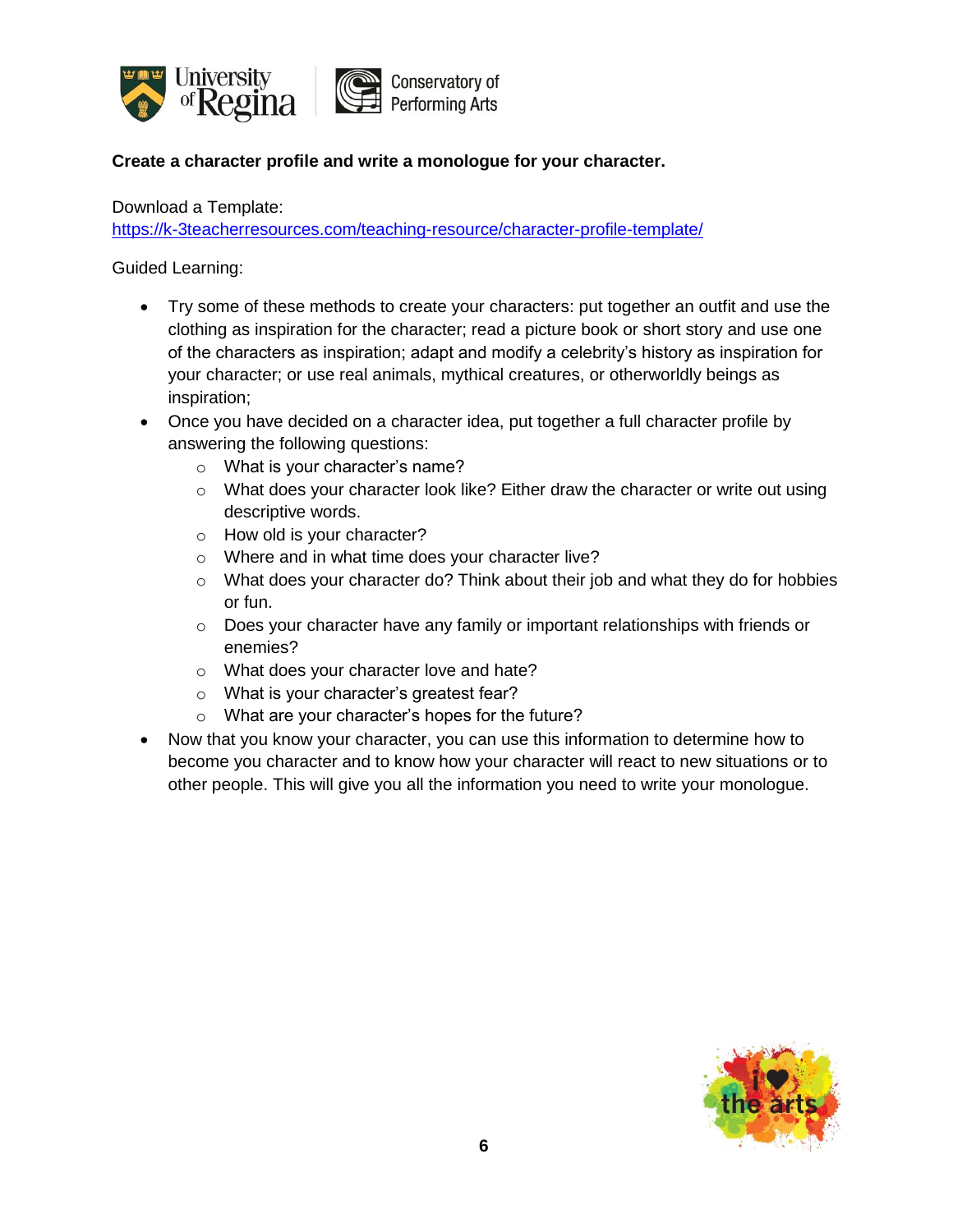**Create a character profile and write a monologue for your character.**

Download a Template:
https://k-3teacherresources.com/teaching-resource/character-profile-template/

Guided Learning:

- Try some of these methods to create your characters: put together an outfit and use the clothing as inspiration for the character; read a picture book or short story and use one of the characters as inspiration; adapt and modify a celebrity's history as inspiration for your character; or use real animals, mythical creatures, or otherworldly beings as inspiration;
- Once you have decided on a character idea, put together a full character profile by answering the following questions:
    - What is your character's name?
    - What does your character look like? Either draw the character or write out using descriptive words.
    - How old is your character?
    - Where and in what time does your character live?
    - What does your character do? Think about their job and what they do for hobbies or fun.
    - Does your character have any family or important relationships with friends or enemies?
    - What does your character love and hate?
    - What is your character's greatest fear?
    - What are your character's hopes for the future?
- Now that you know your character, you can use this information to determine how to become you character and to know how your character will react to new situations or to other people. This will give you all the information you need to write your monologue.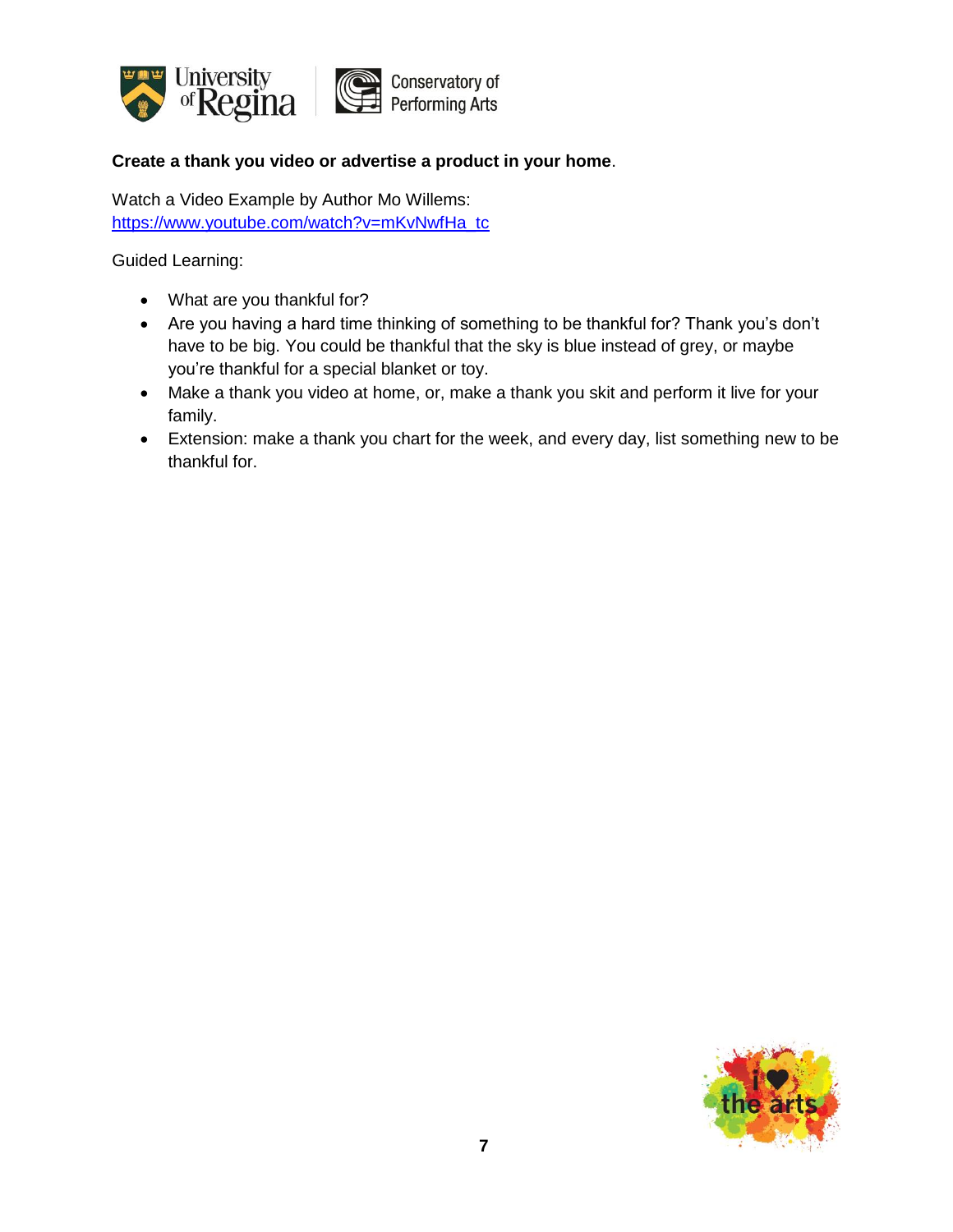**Create a thank you video or advertise a product in your home**.

Watch a Video Example by Author Mo Willems:
https://www.youtube.com/watch?v=mKvNwfHa_tc

Guided Learning:

- What are you thankful for?
- Are you having a hard time thinking of something to be thankful for? Thank you's don't have to be big. You could be thankful that the sky is blue instead of grey, or maybe you're thankful for a special blanket or toy.
- Make a thank you video at home, or, make a thank you skit and perform it live for your family.
- Extension: make a thank you chart for the week, and every day, list something new to be thankful for.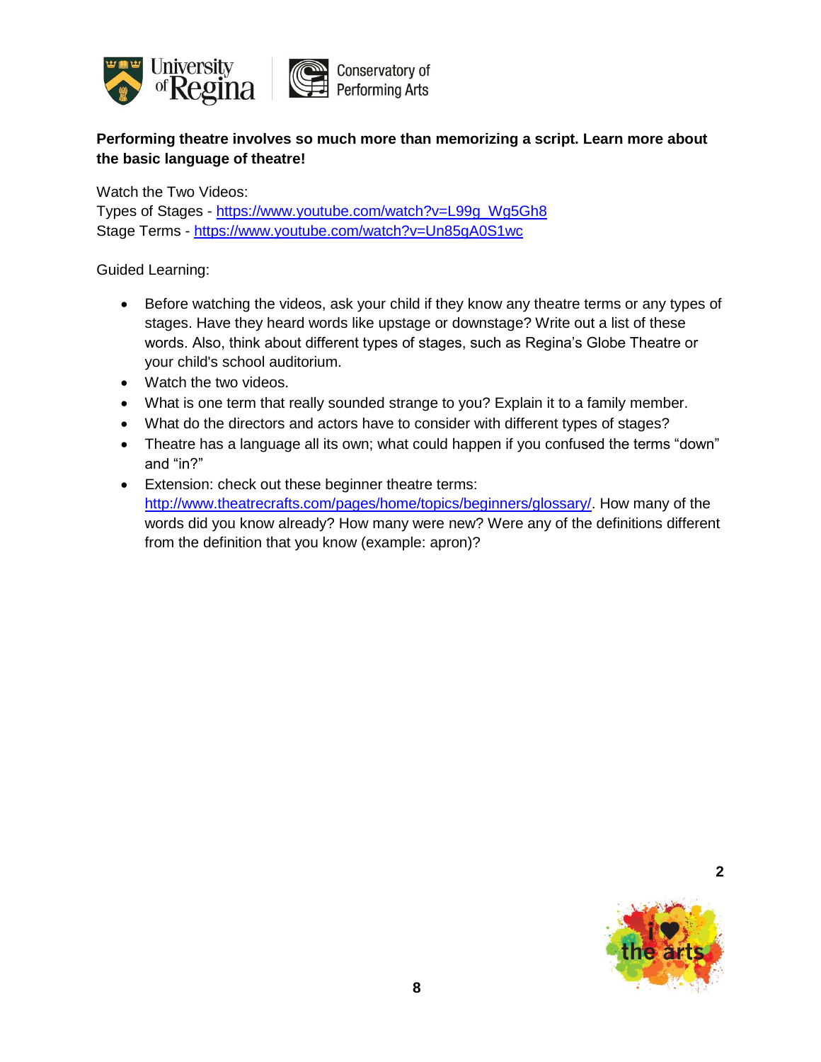**Performing theatre involves so much more than memorizing a script. Learn more about the basic language of theatre!**

Watch the Two Videos:
Types of Stages - https://www.youtube.com/watch?v=L99g_Wg5Gh8
Stage Terms - https://www.youtube.com/watch?v=Un85gA0S1wc

Guided Learning:

- Before watching the videos, ask your child if they know any theatre terms or any types of stages. Have they heard words like upstage or downstage? Write out a list of these words. Also, think about different types of stages, such as Regina's Globe Theatre or your child's school auditorium.
- Watch the two videos.
- What is one term that really sounded strange to you? Explain it to a family member.
- What do the directors and actors have to consider with different types of stages?
- Theatre has a language all its own; what could happen if you confused the terms "down" and "in?"
- Extension: check out these beginner theatre terms: http://www.theatrecrafts.com/pages/home/topics/beginners/glossary/. How many of the words did you know already? How many were new? Were any of the definitions different from the definition that you know (example: apron)?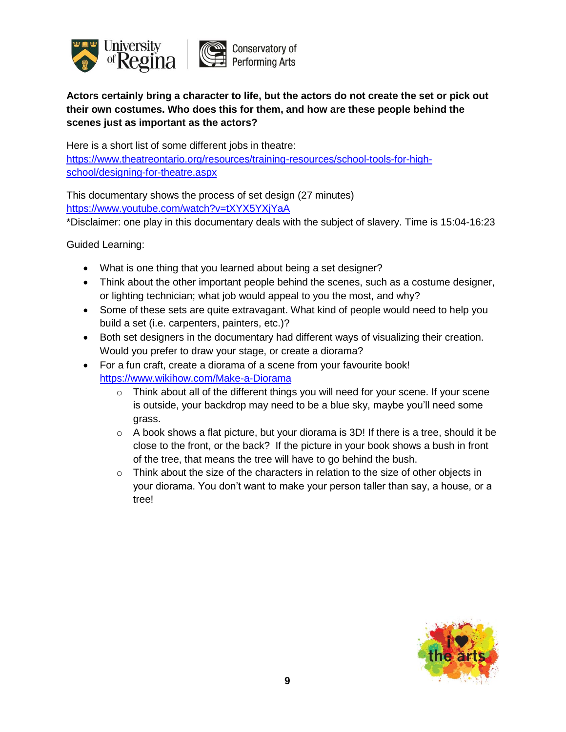**Actors certainly bring a character to life, but the actors do not create the set or pick out their own costumes. Who does this for them, and how are these people behind the scenes just as important as the actors?**

Here is a short list of some different jobs in theatre:
https://www.theatreontario.org/resources/training-resources/school-tools-for-high-school/designing-for-theatre.aspx

This documentary shows the process of set design (27 minutes)
https://www.youtube.com/watch?v=tXYX5YXjYaA
*Disclaimer: one play in this documentary deals with the subject of slavery. Time is 15:04-16:23

Guided Learning:

- What is one thing that you learned about being a set designer?
- Think about the other important people behind the scenes, such as a costume designer, or lighting technician; what job would appeal to you the most, and why?
- Some of these sets are quite extravagant. What kind of people would need to help you build a set (i.e. carpenters, painters, etc.)?
- Both set designers in the documentary had different ways of visualizing their creation. Would you prefer to draw your stage, or create a diorama?
- For a fun craft, create a diorama of a scene from your favourite book!
  https://www.wikihow.com/Make-a-Diorama
  - Think about all of the different things you will need for your scene. If your scene is outside, your backdrop may need to be a blue sky, maybe you'll need some grass.
  - A book shows a flat picture, but your diorama is 3D! If there is a tree, should it be close to the front, or the back? If the picture in your book shows a bush in front of the tree, that means the tree will have to go behind the bush.
  - Think about the size of the characters in relation to the size of other objects in your diorama. You don't want to make your person taller than say, a house, or a tree!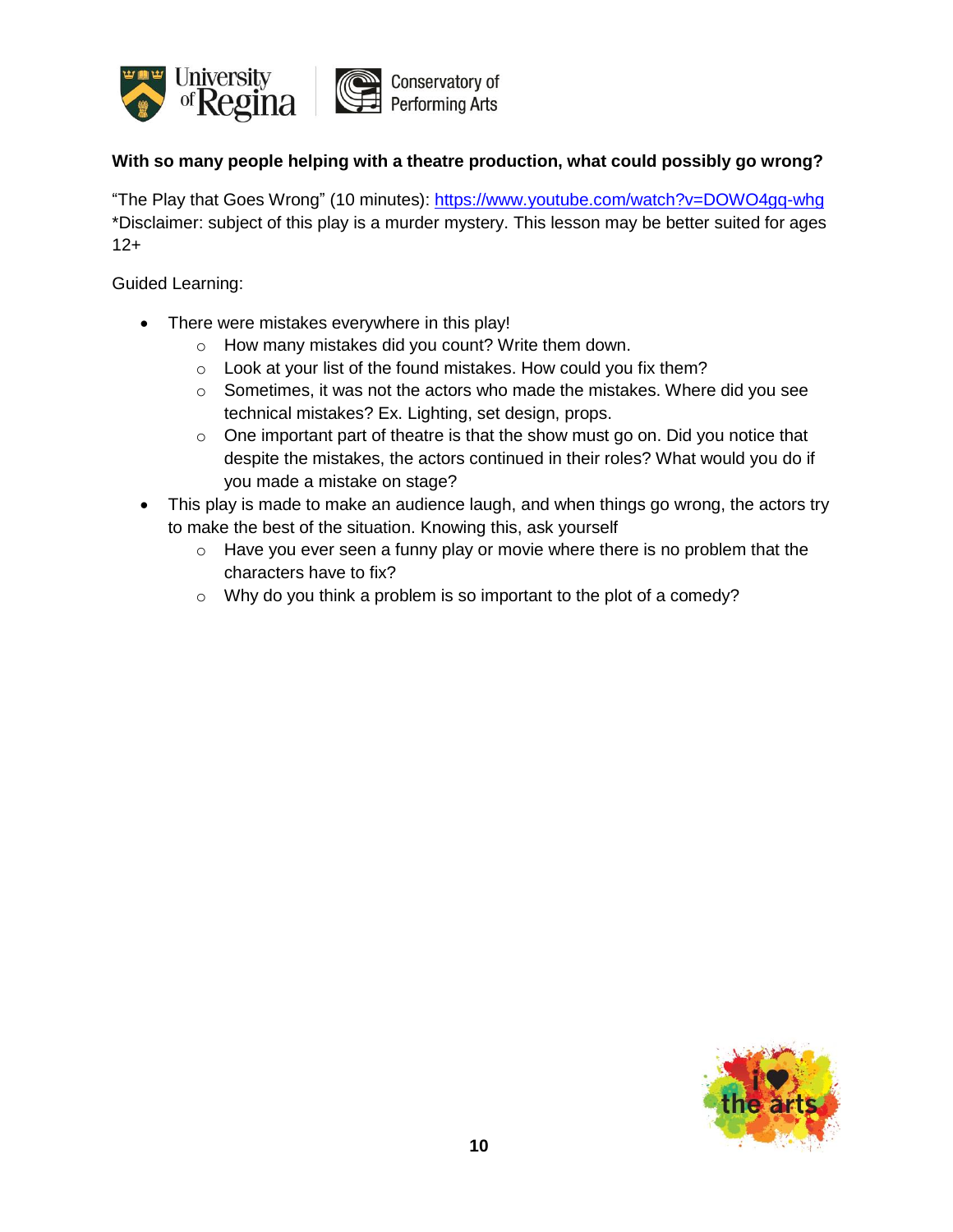**With so many people helping with a theatre production, what could possibly go wrong?**

"The Play that Goes Wrong" (10 minutes): [https://www.youtube.com/watch?v=DOWO4gq-whg](https://www.youtube.com/watch?v=DOWO4gq-whg)
*Disclaimer: subject of this play is a murder mystery. This lesson may be better suited for ages 12+

Guided Learning:

- There were mistakes everywhere in this play!
  - How many mistakes did you count? Write them down.
  - Look at your list of the found mistakes. How could you fix them?
  - Sometimes, it was not the actors who made the mistakes. Where did you see technical mistakes? Ex. Lighting, set design, props.
  - One important part of theatre is that the show must go on. Did you notice that despite the mistakes, the actors continued in their roles? What would you do if you made a mistake on stage?
- This play is made to make an audience laugh, and when things go wrong, the actors try to make the best of the situation. Knowing this, ask yourself
  - Have you ever seen a funny play or movie where there is no problem that the characters have to fix?
  - Why do you think a problem is so important to the plot of a comedy?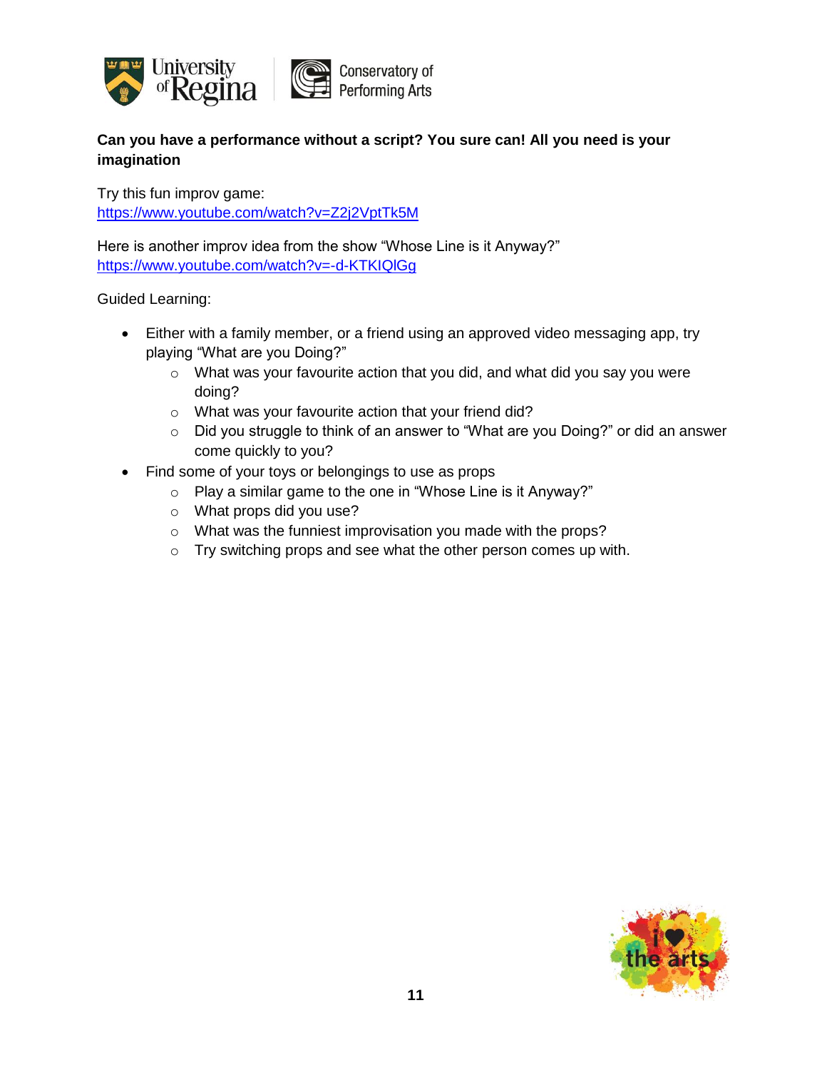**Can you have a performance without a script? You sure can! All you need is your imagination**

Try this fun improv game:
https://www.youtube.com/watch?v=Z2j2VptTk5M

Here is another improv idea from the show "Whose Line is it Anyway?"
https://www.youtube.com/watch?v=-d-KTKIQlGg

Guided Learning:

- Either with a family member, or a friend using an approved video messaging app, try playing "What are you Doing?"
  - What was your favourite action that you did, and what did you say you were doing?
  - What was your favourite action that your friend did?
  - Did you struggle to think of an answer to "What are you Doing?" or did an answer come quickly to you?
- Find some of your toys or belongings to use as props
  - Play a similar game to the one in "Whose Line is it Anyway?"
  - What props did you use?
  - What was the funniest improvisation you made with the props?
  - Try switching props and see what the other person comes up with.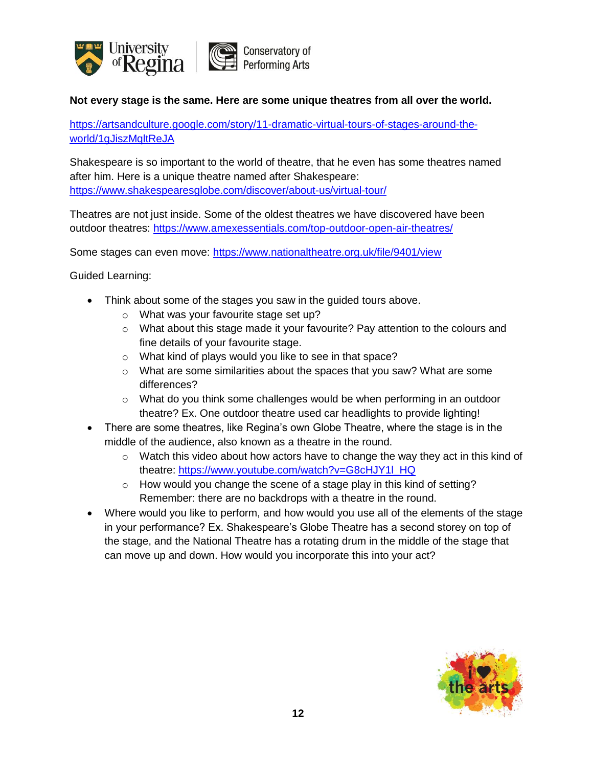**Not every stage is the same. Here are some unique theatres from all over the world.**

https://artsandculture.google.com/story/11-dramatic-virtual-tours-of-stages-around-the-world/1gJiszMqltReJA

Shakespeare is so important to the world of theatre, that he even has some theatres named after him. Here is a unique theatre named after Shakespeare: https://www.shakespearesglobe.com/discover/about-us/virtual-tour/

Theatres are not just inside. Some of the oldest theatres we have discovered have been outdoor theatres: https://www.amexessentials.com/top-outdoor-open-air-theatres/

Some stages can even move: https://www.nationaltheatre.org.uk/file/9401/view

Guided Learning:

- Think about some of the stages you saw in the guided tours above.
  - What was your favourite stage set up?
  - What about this stage made it your favourite? Pay attention to the colours and fine details of your favourite stage.
  - What kind of plays would you like to see in that space?
  - What are some similarities about the spaces that you saw? What are some differences?
  - What do you think some challenges would be when performing in an outdoor theatre? Ex. One outdoor theatre used car headlights to provide lighting!
- There are some theatres, like Regina's own Globe Theatre, where the stage is in the middle of the audience, also known as a theatre in the round.
  - Watch this video about how actors have to change the way they act in this kind of theatre: https://www.youtube.com/watch?v=G8cHJY1l_HQ
  - How would you change the scene of a stage play in this kind of setting? Remember: there are no backdrops with a theatre in the round.
- Where would you like to perform, and how would you use all of the elements of the stage in your performance? Ex. Shakespeare's Globe Theatre has a second storey on top of the stage, and the National Theatre has a rotating drum in the middle of the stage that can move up and down. How would you incorporate this into your act?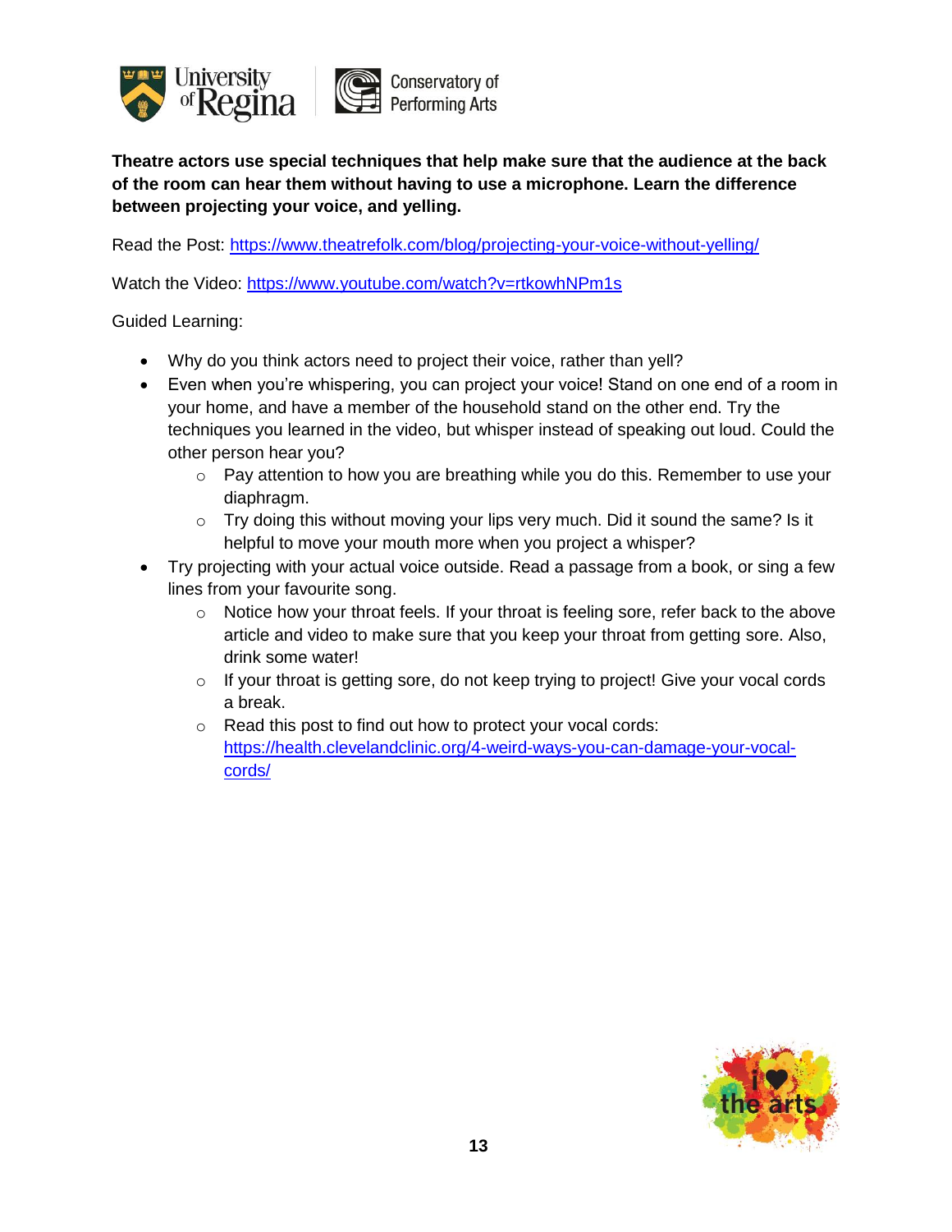**Theatre actors use special techniques that help make sure that the audience at the back of the room can hear them without having to use a microphone. Learn the difference between projecting your voice, and yelling.**

Read the Post: https://www.theatrefolk.com/blog/projecting-your-voice-without-yelling/

Watch the Video: https://www.youtube.com/watch?v=rtkowhNPm1s

Guided Learning:

- Why do you think actors need to project their voice, rather than yell?
- Even when you're whispering, you can project your voice! Stand on one end of a room in your home, and have a member of the household stand on the other end. Try the techniques you learned in the video, but whisper instead of speaking out loud. Could the other person hear you?
  - Pay attention to how you are breathing while you do this. Remember to use your diaphragm.
  - Try doing this without moving your lips very much. Did it sound the same? Is it helpful to move your mouth more when you project a whisper?
- Try projecting with your actual voice outside. Read a passage from a book, or sing a few lines from your favourite song.
  - Notice how your throat feels. If your throat is feeling sore, refer back to the above article and video to make sure that you keep your throat from getting sore. Also, drink some water!
  - If your throat is getting sore, do not keep trying to project! Give your vocal cords a break.
  - Read this post to find out how to protect your vocal cords: https://health.clevelandclinic.org/4-weird-ways-you-can-damage-your-vocal-cords/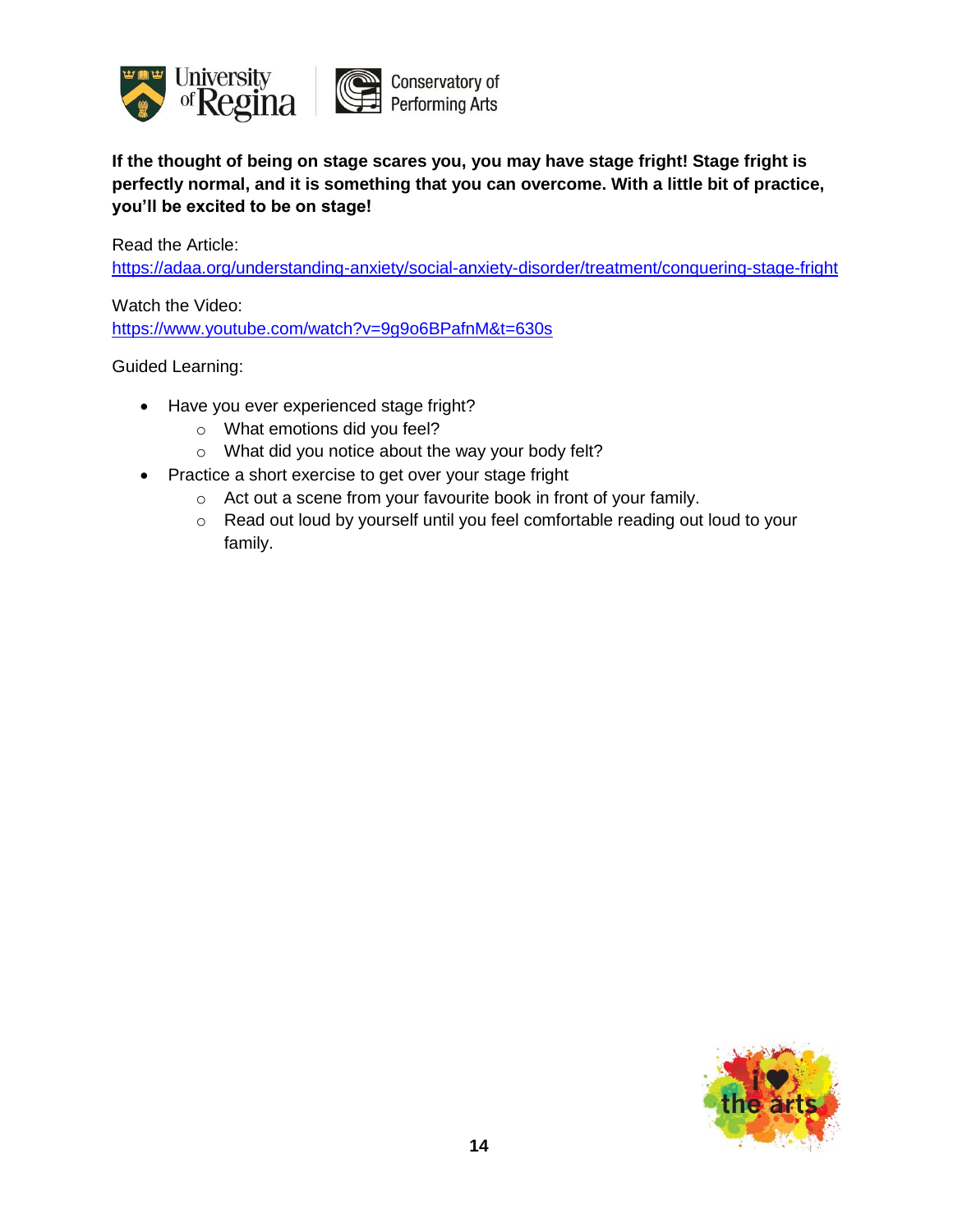**If the thought of being on stage scares you, you may have stage fright! Stage fright is perfectly normal, and it is something that you can overcome. With a little bit of practice, you'll be excited to be on stage!**

Read the Article:
https://adaa.org/understanding-anxiety/social-anxiety-disorder/treatment/conquering-stage-fright

Watch the Video:
https://www.youtube.com/watch?v=9g9o6BPafnM&t=630s

Guided Learning:

- Have you ever experienced stage fright?
  - What emotions did you feel?
  - What did you notice about the way your body felt?
- Practice a short exercise to get over your stage fright
  - Act out a scene from your favourite book in front of your family.
  - Read out loud by yourself until you feel comfortable reading out loud to your family.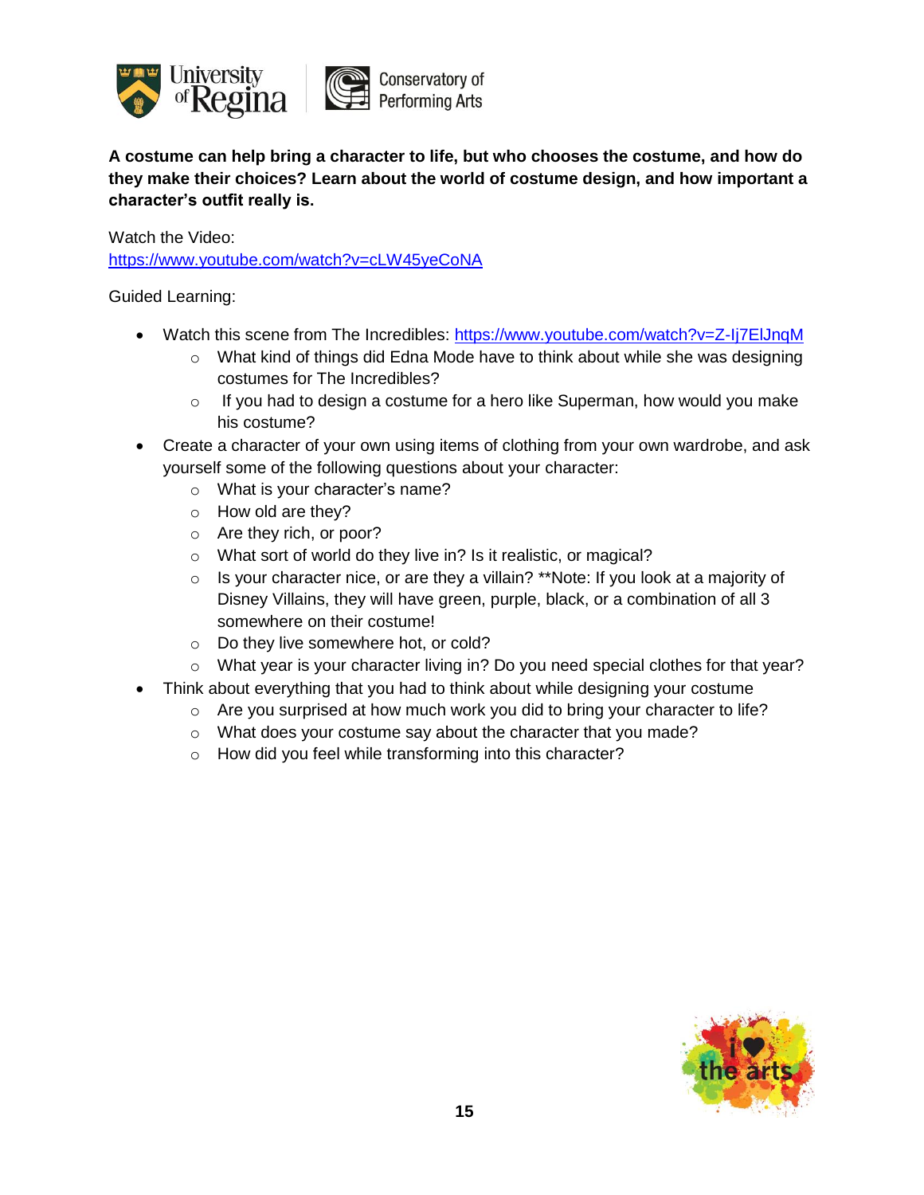**A costume can help bring a character to life, but who chooses the costume, and how do they make their choices? Learn about the world of costume design, and how important a character's outfit really is.**

Watch the Video:
https://www.youtube.com/watch?v=cLW45yeCoNA

Guided Learning:

- Watch this scene from The Incredibles: https://www.youtube.com/watch?v=Z-Ij7ElJnqM
  - What kind of things did Edna Mode have to think about while she was designing costumes for The Incredibles?
  - If you had to design a costume for a hero like Superman, how would you make his costume?
- Create a character of your own using items of clothing from your own wardrobe, and ask yourself some of the following questions about your character:
  - What is your character's name?
  - How old are they?
  - Are they rich, or poor?
  - What sort of world do they live in? Is it realistic, or magical?
  - Is your character nice, or are they a villain? **Note: If you look at a majority of Disney Villains, they will have green, purple, black, or a combination of all 3 somewhere on their costume!
  - Do they live somewhere hot, or cold?
  - What year is your character living in? Do you need special clothes for that year?
- Think about everything that you had to think about while designing your costume
  - Are you surprised at how much work you did to bring your character to life?
  - What does your costume say about the character that you made?
  - How did you feel while transforming into this character?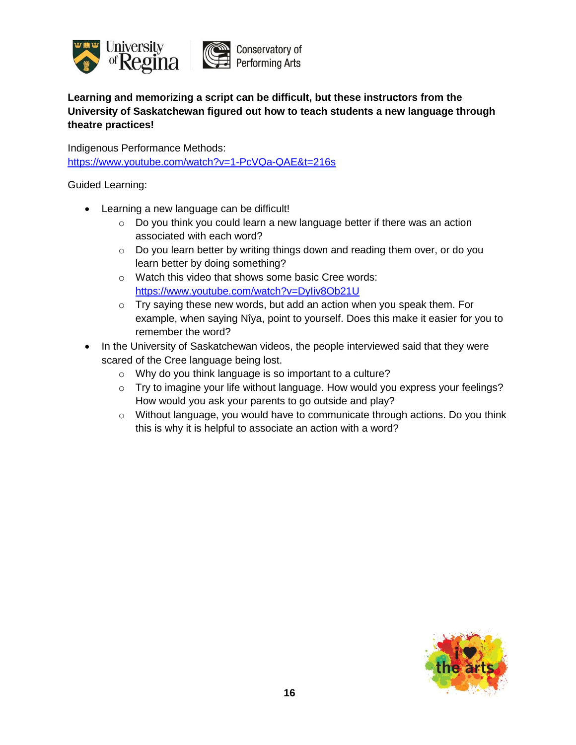**Learning and memorizing a script can be difficult, but these instructors from the University of Saskatchewan figured out how to teach students a new language through theatre practices!**

Indigenous Performance Methods:
https://www.youtube.com/watch?v=1-PcVQa-QAE&t=216s

Guided Learning:

- Learning a new language can be difficult!
  - Do you think you could learn a new language better if there was an action associated with each word?
  - Do you learn better by writing things down and reading them over, or do you learn better by doing something?
  - Watch this video that shows some basic Cree words: https://www.youtube.com/watch?v=DyIiv8Ob21U
  - Try saying these new words, but add an action when you speak them. For example, when saying Nîya, point to yourself. Does this make it easier for you to remember the word?
- In the University of Saskatchewan videos, the people interviewed said that they were scared of the Cree language being lost.
  - Why do you think language is so important to a culture?
  - Try to imagine your life without language. How would you express your feelings? How would you ask your parents to go outside and play?
  - Without language, you would have to communicate through actions. Do you think this is why it is helpful to associate an action with a word?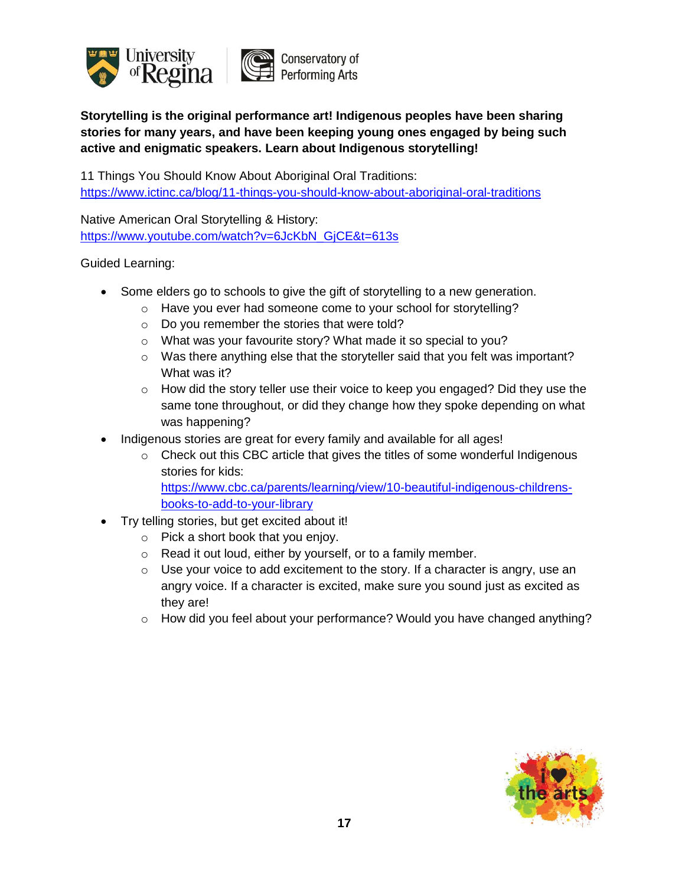**Storytelling is the original performance art! Indigenous peoples have been sharing stories for many years, and have been keeping young ones engaged by being such active and enigmatic speakers. Learn about Indigenous storytelling!**

11 Things You Should Know About Aboriginal Oral Traditions:
https://www.ictinc.ca/blog/11-things-you-should-know-about-aboriginal-oral-traditions

Native American Oral Storytelling & History:
https://www.youtube.com/watch?v=6JcKbN_GjCE&t=613s

Guided Learning:

- Some elders go to schools to give the gift of storytelling to a new generation.
  - Have you ever had someone come to your school for storytelling?
  - Do you remember the stories that were told?
  - What was your favourite story? What made it so special to you?
  - Was there anything else that the storyteller said that you felt was important? What was it?
  - How did the story teller use their voice to keep you engaged? Did they use the same tone throughout, or did they change how they spoke depending on what was happening?
- Indigenous stories are great for every family and available for all ages!
  - Check out this CBC article that gives the titles of some wonderful Indigenous stories for kids: https://www.cbc.ca/parents/learning/view/10-beautiful-indigenous-childrens-books-to-add-to-your-library
- Try telling stories, but get excited about it!
  - Pick a short book that you enjoy.
  - Read it out loud, either by yourself, or to a family member.
  - Use your voice to add excitement to the story. If a character is angry, use an angry voice. If a character is excited, make sure you sound just as excited as they are!
  - How did you feel about your performance? Would you have changed anything?